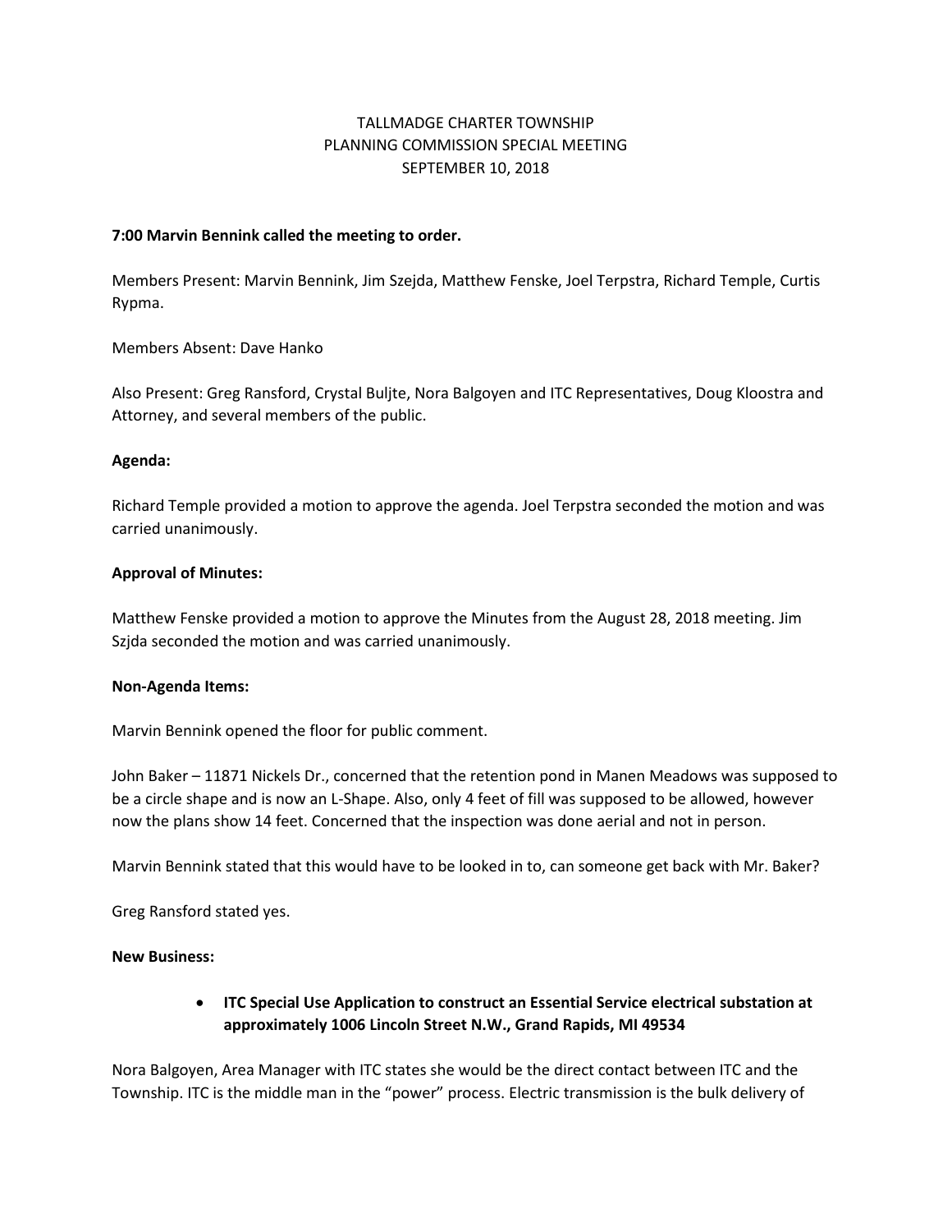TALLMADGE CHARTER TOWNSHIP
PLANNING COMMISSION SPECIAL MEETING
SEPTEMBER 10, 2018

**7:00 Marvin Bennink called the meeting to order.**

Members Present: Marvin Bennink, Jim Szejda, Matthew Fenske, Joel Terpstra, Richard Temple, Curtis Rypma.

Members Absent: Dave Hanko

Also Present: Greg Ransford, Crystal Buljte, Nora Balgoyen and ITC Representatives, Doug Kloostra and Attorney, and several members of the public.

**Agenda:**

Richard Temple provided a motion to approve the agenda. Joel Terpstra seconded the motion and was carried unanimously.

**Approval of Minutes:**

Matthew Fenske provided a motion to approve the Minutes from the August 28, 2018 meeting. Jim Szjda seconded the motion and was carried unanimously.

**Non-Agenda Items:**

Marvin Bennink opened the floor for public comment.

John Baker – 11871 Nickels Dr., concerned that the retention pond in Manen Meadows was supposed to be a circle shape and is now an L-Shape. Also, only 4 feet of fill was supposed to be allowed, however now the plans show 14 feet. Concerned that the inspection was done aerial and not in person.

Marvin Bennink stated that this would have to be looked in to, can someone get back with Mr. Baker?

Greg Ransford stated yes.

**New Business:**

- **ITC Special Use Application to construct an Essential Service electrical substation at approximately 1006 Lincoln Street N.W., Grand Rapids, MI 49534**

Nora Balgoyen, Area Manager with ITC states she would be the direct contact between ITC and the Township. ITC is the middle man in the "power" process. Electric transmission is the bulk delivery of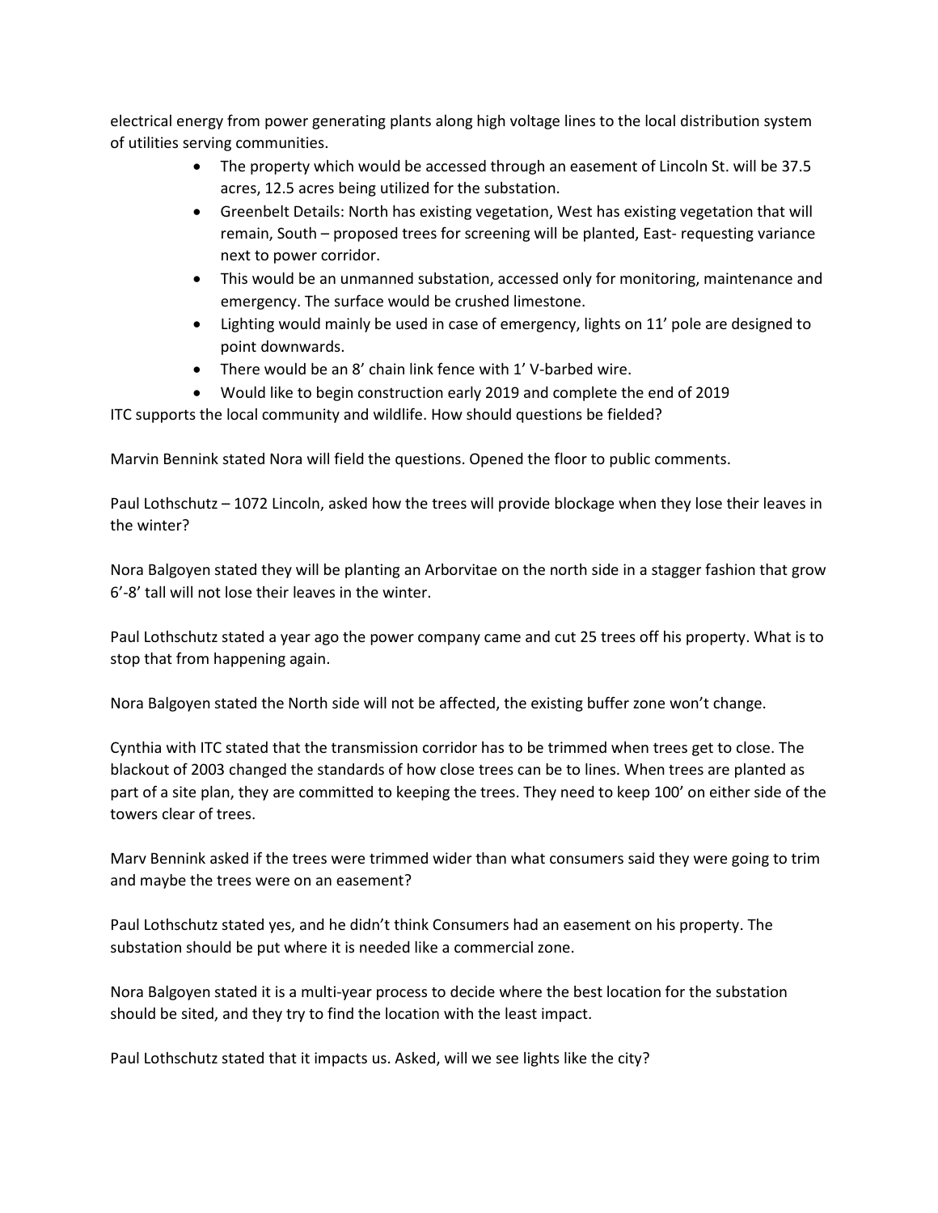electrical energy from power generating plants along high voltage lines to the local distribution system of utilities serving communities.

- The property which would be accessed through an easement of Lincoln St. will be 37.5 acres, 12.5 acres being utilized for the substation.
- Greenbelt Details: North has existing vegetation, West has existing vegetation that will remain, South – proposed trees for screening will be planted, East- requesting variance next to power corridor.
- This would be an unmanned substation, accessed only for monitoring, maintenance and emergency. The surface would be crushed limestone.
- Lighting would mainly be used in case of emergency, lights on 11' pole are designed to point downwards.
- There would be an 8' chain link fence with 1' V-barbed wire.
- Would like to begin construction early 2019 and complete the end of 2019

ITC supports the local community and wildlife. How should questions be fielded?

Marvin Bennink stated Nora will field the questions. Opened the floor to public comments.

Paul Lothschutz – 1072 Lincoln, asked how the trees will provide blockage when they lose their leaves in the winter?

Nora Balgoyen stated they will be planting an Arborvitae on the north side in a stagger fashion that grow 6'-8' tall will not lose their leaves in the winter.

Paul Lothschutz stated a year ago the power company came and cut 25 trees off his property. What is to stop that from happening again.

Nora Balgoyen stated the North side will not be affected, the existing buffer zone won't change.

Cynthia with ITC stated that the transmission corridor has to be trimmed when trees get to close. The blackout of 2003 changed the standards of how close trees can be to lines. When trees are planted as part of a site plan, they are committed to keeping the trees. They need to keep 100' on either side of the towers clear of trees.

Marv Bennink asked if the trees were trimmed wider than what consumers said they were going to trim and maybe the trees were on an easement?

Paul Lothschutz stated yes, and he didn't think Consumers had an easement on his property. The substation should be put where it is needed like a commercial zone.

Nora Balgoyen stated it is a multi-year process to decide where the best location for the substation should be sited, and they try to find the location with the least impact.

Paul Lothschutz stated that it impacts us. Asked, will we see lights like the city?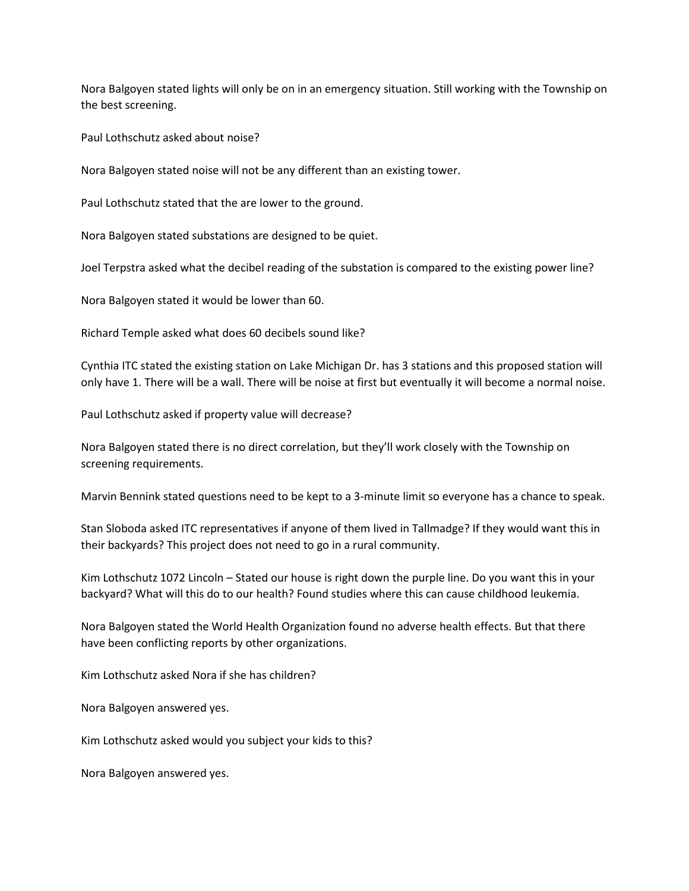Nora Balgoyen stated lights will only be on in an emergency situation. Still working with the Township on the best screening.

Paul Lothschutz asked about noise?

Nora Balgoyen stated noise will not be any different than an existing tower.

Paul Lothschutz stated that the are lower to the ground.

Nora Balgoyen stated substations are designed to be quiet.

Joel Terpstra asked what the decibel reading of the substation is compared to the existing power line?

Nora Balgoyen stated it would be lower than 60.

Richard Temple asked what does 60 decibels sound like?

Cynthia ITC stated the existing station on Lake Michigan Dr. has 3 stations and this proposed station will only have 1. There will be a wall. There will be noise at first but eventually it will become a normal noise.

Paul Lothschutz asked if property value will decrease?

Nora Balgoyen stated there is no direct correlation, but they'll work closely with the Township on screening requirements.

Marvin Bennink stated questions need to be kept to a 3-minute limit so everyone has a chance to speak.

Stan Sloboda asked ITC representatives if anyone of them lived in Tallmadge? If they would want this in their backyards? This project does not need to go in a rural community.

Kim Lothschutz 1072 Lincoln – Stated our house is right down the purple line. Do you want this in your backyard? What will this do to our health? Found studies where this can cause childhood leukemia.

Nora Balgoyen stated the World Health Organization found no adverse health effects. But that there have been conflicting reports by other organizations.

Kim Lothschutz asked Nora if she has children?

Nora Balgoyen answered yes.

Kim Lothschutz asked would you subject your kids to this?

Nora Balgoyen answered yes.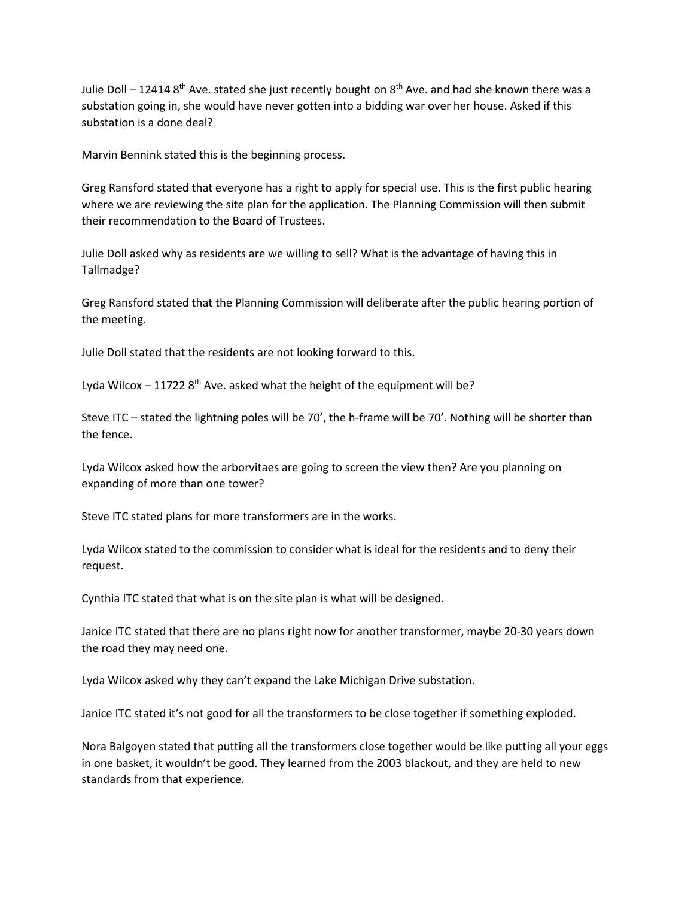Julie Doll – 12414 8th Ave. stated she just recently bought on 8th Ave. and had she known there was a substation going in, she would have never gotten into a bidding war over her house. Asked if this substation is a done deal?

Marvin Bennink stated this is the beginning process.

Greg Ransford stated that everyone has a right to apply for special use. This is the first public hearing where we are reviewing the site plan for the application. The Planning Commission will then submit their recommendation to the Board of Trustees.

Julie Doll asked why as residents are we willing to sell? What is the advantage of having this in Tallmadge?

Greg Ransford stated that the Planning Commission will deliberate after the public hearing portion of the meeting.

Julie Doll stated that the residents are not looking forward to this.

Lyda Wilcox – 11722 8th Ave. asked what the height of the equipment will be?

Steve ITC – stated the lightning poles will be 70', the h-frame will be 70'. Nothing will be shorter than the fence.

Lyda Wilcox asked how the arborvitaes are going to screen the view then? Are you planning on expanding of more than one tower?

Steve ITC stated plans for more transformers are in the works.

Lyda Wilcox stated to the commission to consider what is ideal for the residents and to deny their request.

Cynthia ITC stated that what is on the site plan is what will be designed.

Janice ITC stated that there are no plans right now for another transformer, maybe 20-30 years down the road they may need one.

Lyda Wilcox asked why they can't expand the Lake Michigan Drive substation.

Janice ITC stated it's not good for all the transformers to be close together if something exploded.

Nora Balgoyen stated that putting all the transformers close together would be like putting all your eggs in one basket, it wouldn't be good. They learned from the 2003 blackout, and they are held to new standards from that experience.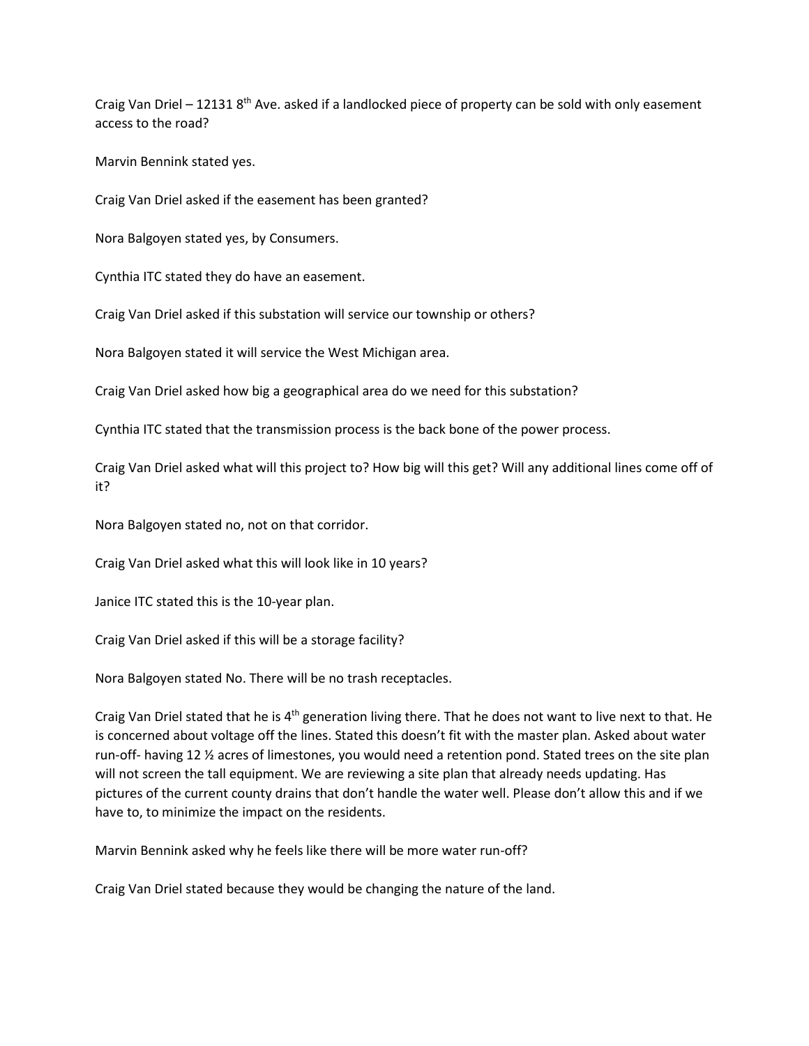Craig Van Driel – 12131 8th Ave. asked if a landlocked piece of property can be sold with only easement access to the road?

Marvin Bennink stated yes.

Craig Van Driel asked if the easement has been granted?

Nora Balgoyen stated yes, by Consumers.

Cynthia ITC stated they do have an easement.

Craig Van Driel asked if this substation will service our township or others?

Nora Balgoyen stated it will service the West Michigan area.

Craig Van Driel asked how big a geographical area do we need for this substation?

Cynthia ITC stated that the transmission process is the back bone of the power process.

Craig Van Driel asked what will this project to? How big will this get? Will any additional lines come off of it?

Nora Balgoyen stated no, not on that corridor.

Craig Van Driel asked what this will look like in 10 years?

Janice ITC stated this is the 10-year plan.

Craig Van Driel asked if this will be a storage facility?

Nora Balgoyen stated No. There will be no trash receptacles.

Craig Van Driel stated that he is 4th generation living there. That he does not want to live next to that. He is concerned about voltage off the lines. Stated this doesn't fit with the master plan. Asked about water run-off- having 12 ½ acres of limestones, you would need a retention pond. Stated trees on the site plan will not screen the tall equipment. We are reviewing a site plan that already needs updating. Has pictures of the current county drains that don't handle the water well. Please don't allow this and if we have to, to minimize the impact on the residents.

Marvin Bennink asked why he feels like there will be more water run-off?

Craig Van Driel stated because they would be changing the nature of the land.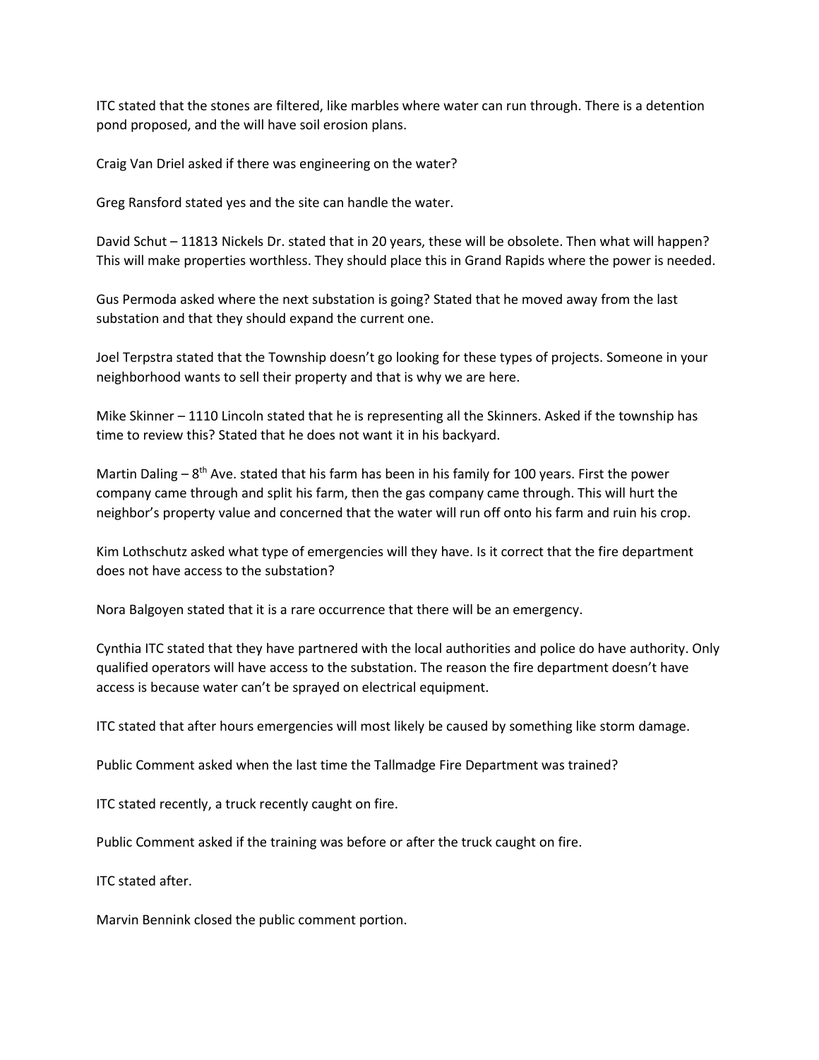ITC stated that the stones are filtered, like marbles where water can run through. There is a detention pond proposed, and the will have soil erosion plans.

Craig Van Driel asked if there was engineering on the water?

Greg Ransford stated yes and the site can handle the water.

David Schut – 11813 Nickels Dr. stated that in 20 years, these will be obsolete. Then what will happen? This will make properties worthless. They should place this in Grand Rapids where the power is needed.

Gus Permoda asked where the next substation is going? Stated that he moved away from the last substation and that they should expand the current one.

Joel Terpstra stated that the Township doesn't go looking for these types of projects. Someone in your neighborhood wants to sell their property and that is why we are here.

Mike Skinner – 1110 Lincoln stated that he is representing all the Skinners. Asked if the township has time to review this? Stated that he does not want it in his backyard.

Martin Daling – 8th Ave. stated that his farm has been in his family for 100 years. First the power company came through and split his farm, then the gas company came through. This will hurt the neighbor's property value and concerned that the water will run off onto his farm and ruin his crop.

Kim Lothschutz asked what type of emergencies will they have. Is it correct that the fire department does not have access to the substation?

Nora Balgoyen stated that it is a rare occurrence that there will be an emergency.

Cynthia ITC stated that they have partnered with the local authorities and police do have authority. Only qualified operators will have access to the substation. The reason the fire department doesn't have access is because water can't be sprayed on electrical equipment.

ITC stated that after hours emergencies will most likely be caused by something like storm damage.

Public Comment asked when the last time the Tallmadge Fire Department was trained?

ITC stated recently, a truck recently caught on fire.

Public Comment asked if the training was before or after the truck caught on fire.

ITC stated after.

Marvin Bennink closed the public comment portion.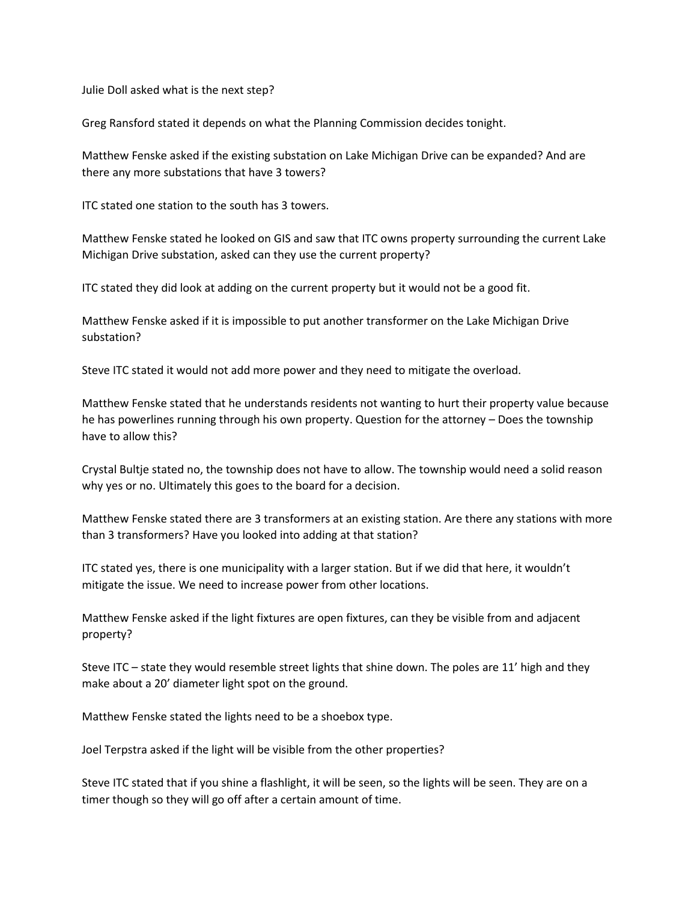Julie Doll asked what is the next step?

Greg Ransford stated it depends on what the Planning Commission decides tonight.

Matthew Fenske asked if the existing substation on Lake Michigan Drive can be expanded? And are there any more substations that have 3 towers?

ITC stated one station to the south has 3 towers.

Matthew Fenske stated he looked on GIS and saw that ITC owns property surrounding the current Lake Michigan Drive substation, asked can they use the current property?

ITC stated they did look at adding on the current property but it would not be a good fit.

Matthew Fenske asked if it is impossible to put another transformer on the Lake Michigan Drive substation?

Steve ITC stated it would not add more power and they need to mitigate the overload.

Matthew Fenske stated that he understands residents not wanting to hurt their property value because he has powerlines running through his own property. Question for the attorney – Does the township have to allow this?

Crystal Bultje stated no, the township does not have to allow. The township would need a solid reason why yes or no. Ultimately this goes to the board for a decision.

Matthew Fenske stated there are 3 transformers at an existing station. Are there any stations with more than 3 transformers? Have you looked into adding at that station?

ITC stated yes, there is one municipality with a larger station. But if we did that here, it wouldn't mitigate the issue. We need to increase power from other locations.

Matthew Fenske asked if the light fixtures are open fixtures, can they be visible from and adjacent property?

Steve ITC – state they would resemble street lights that shine down. The poles are 11' high and they make about a 20' diameter light spot on the ground.

Matthew Fenske stated the lights need to be a shoebox type.

Joel Terpstra asked if the light will be visible from the other properties?

Steve ITC stated that if you shine a flashlight, it will be seen, so the lights will be seen. They are on a timer though so they will go off after a certain amount of time.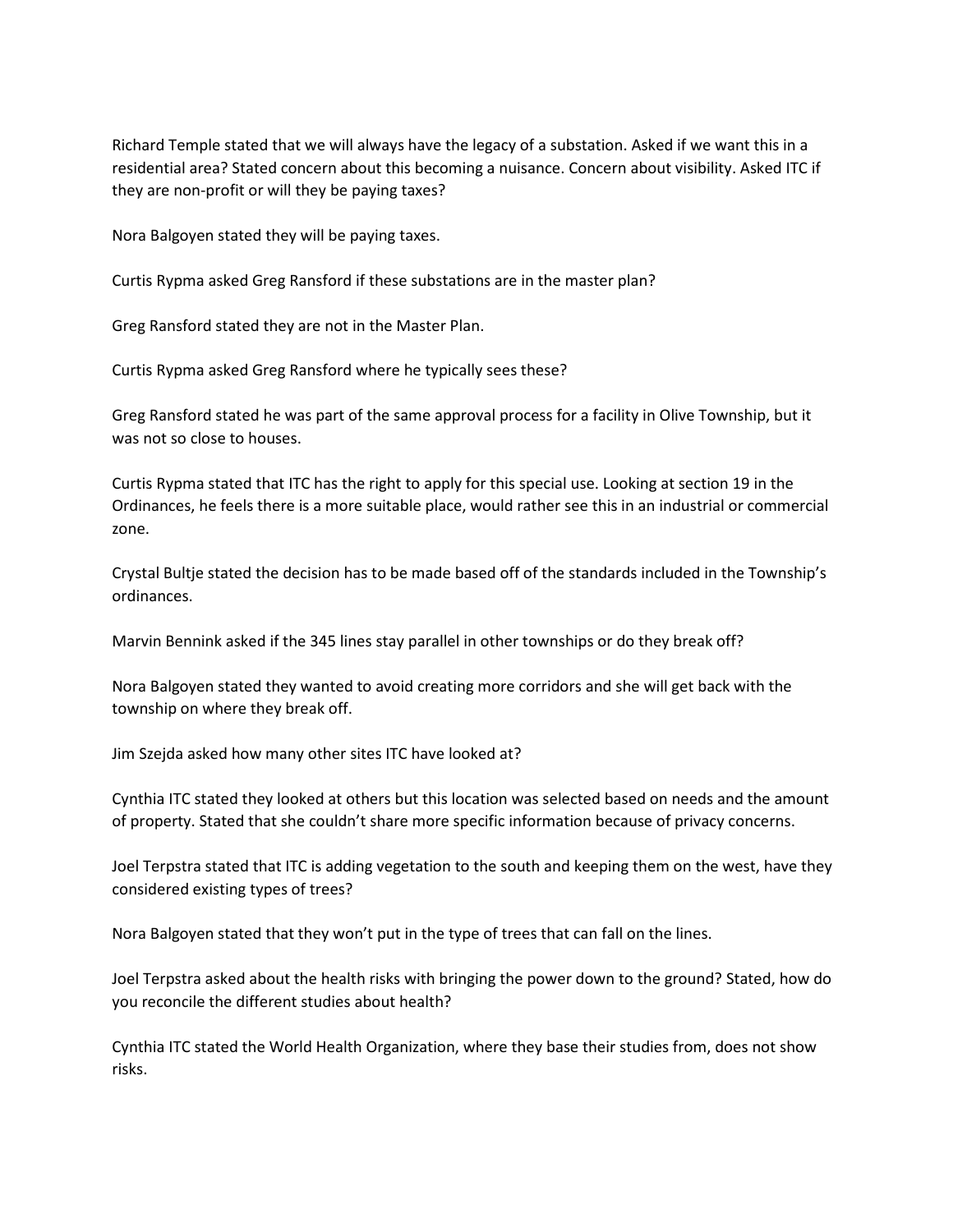Richard Temple stated that we will always have the legacy of a substation. Asked if we want this in a residential area? Stated concern about this becoming a nuisance. Concern about visibility. Asked ITC if they are non-profit or will they be paying taxes?

Nora Balgoyen stated they will be paying taxes.

Curtis Rypma asked Greg Ransford if these substations are in the master plan?

Greg Ransford stated they are not in the Master Plan.

Curtis Rypma asked Greg Ransford where he typically sees these?

Greg Ransford stated he was part of the same approval process for a facility in Olive Township, but it was not so close to houses.

Curtis Rypma stated that ITC has the right to apply for this special use. Looking at section 19 in the Ordinances, he feels there is a more suitable place, would rather see this in an industrial or commercial zone.

Crystal Bultje stated the decision has to be made based off of the standards included in the Township's ordinances.

Marvin Bennink asked if the 345 lines stay parallel in other townships or do they break off?

Nora Balgoyen stated they wanted to avoid creating more corridors and she will get back with the township on where they break off.

Jim Szejda asked how many other sites ITC have looked at?

Cynthia ITC stated they looked at others but this location was selected based on needs and the amount of property. Stated that she couldn't share more specific information because of privacy concerns.

Joel Terpstra stated that ITC is adding vegetation to the south and keeping them on the west, have they considered existing types of trees?

Nora Balgoyen stated that they won't put in the type of trees that can fall on the lines.

Joel Terpstra asked about the health risks with bringing the power down to the ground? Stated, how do you reconcile the different studies about health?

Cynthia ITC stated the World Health Organization, where they base their studies from, does not show risks.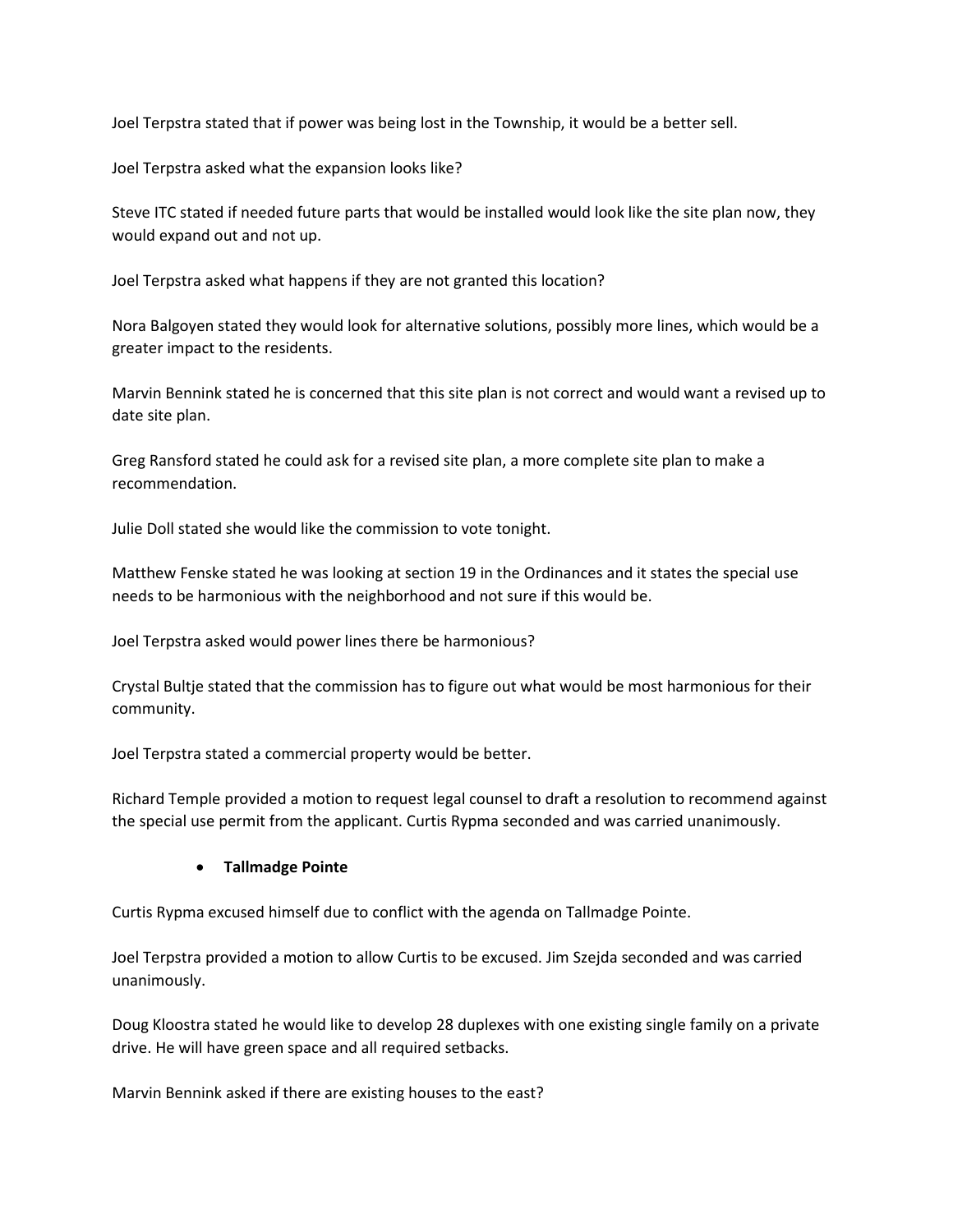Joel Terpstra stated that if power was being lost in the Township, it would be a better sell.

Joel Terpstra asked what the expansion looks like?

Steve ITC stated if needed future parts that would be installed would look like the site plan now, they would expand out and not up.

Joel Terpstra asked what happens if they are not granted this location?

Nora Balgoyen stated they would look for alternative solutions, possibly more lines, which would be a greater impact to the residents.

Marvin Bennink stated he is concerned that this site plan is not correct and would want a revised up to date site plan.

Greg Ransford stated he could ask for a revised site plan, a more complete site plan to make a recommendation.

Julie Doll stated she would like the commission to vote tonight.

Matthew Fenske stated he was looking at section 19 in the Ordinances and it states the special use needs to be harmonious with the neighborhood and not sure if this would be.

Joel Terpstra asked would power lines there be harmonious?

Crystal Bultje stated that the commission has to figure out what would be most harmonious for their community.

Joel Terpstra stated a commercial property would be better.

Richard Temple provided a motion to request legal counsel to draft a resolution to recommend against the special use permit from the applicant. Curtis Rypma seconded and was carried unanimously.

- **Tallmadge Pointe**

Curtis Rypma excused himself due to conflict with the agenda on Tallmadge Pointe.

Joel Terpstra provided a motion to allow Curtis to be excused. Jim Szejda seconded and was carried unanimously.

Doug Kloostra stated he would like to develop 28 duplexes with one existing single family on a private drive. He will have green space and all required setbacks.

Marvin Bennink asked if there are existing houses to the east?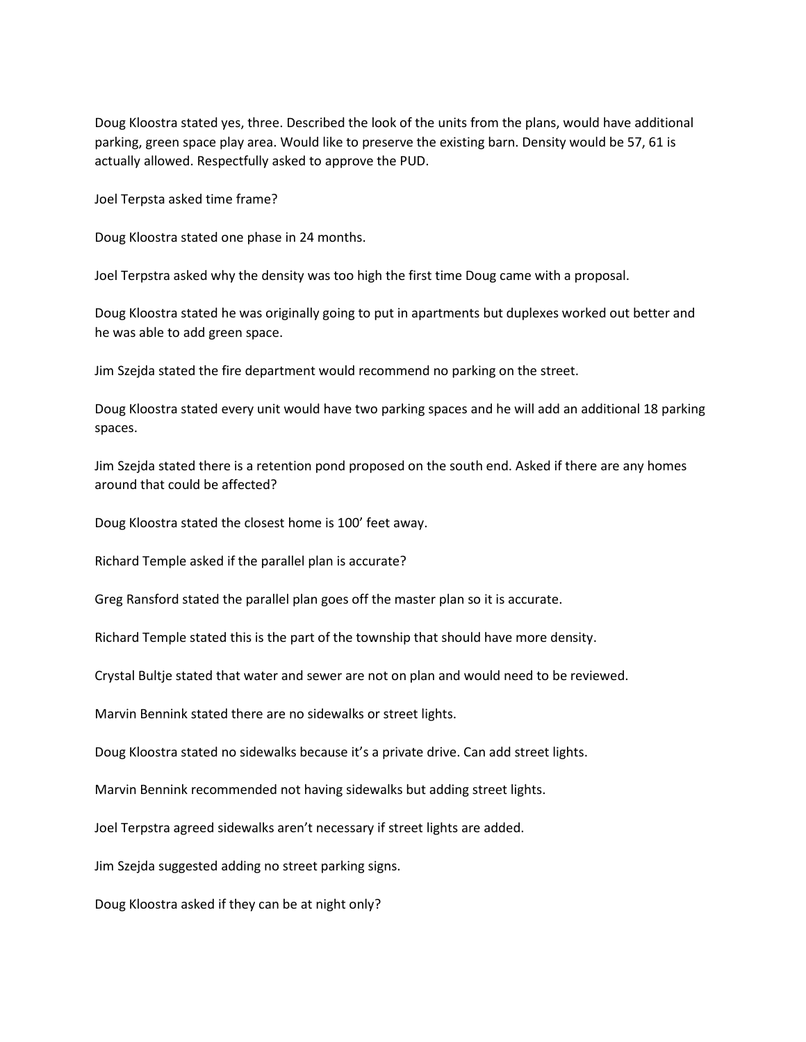Doug Kloostra stated yes, three. Described the look of the units from the plans, would have additional parking, green space play area. Would like to preserve the existing barn. Density would be 57, 61 is actually allowed. Respectfully asked to approve the PUD.

Joel Terpsta asked time frame?

Doug Kloostra stated one phase in 24 months.

Joel Terpstra asked why the density was too high the first time Doug came with a proposal.

Doug Kloostra stated he was originally going to put in apartments but duplexes worked out better and he was able to add green space.

Jim Szejda stated the fire department would recommend no parking on the street.

Doug Kloostra stated every unit would have two parking spaces and he will add an additional 18 parking spaces.

Jim Szejda stated there is a retention pond proposed on the south end. Asked if there are any homes around that could be affected?

Doug Kloostra stated the closest home is 100' feet away.

Richard Temple asked if the parallel plan is accurate?

Greg Ransford stated the parallel plan goes off the master plan so it is accurate.

Richard Temple stated this is the part of the township that should have more density.

Crystal Bultje stated that water and sewer are not on plan and would need to be reviewed.

Marvin Bennink stated there are no sidewalks or street lights.

Doug Kloostra stated no sidewalks because it's a private drive. Can add street lights.

Marvin Bennink recommended not having sidewalks but adding street lights.

Joel Terpstra agreed sidewalks aren't necessary if street lights are added.

Jim Szejda suggested adding no street parking signs.

Doug Kloostra asked if they can be at night only?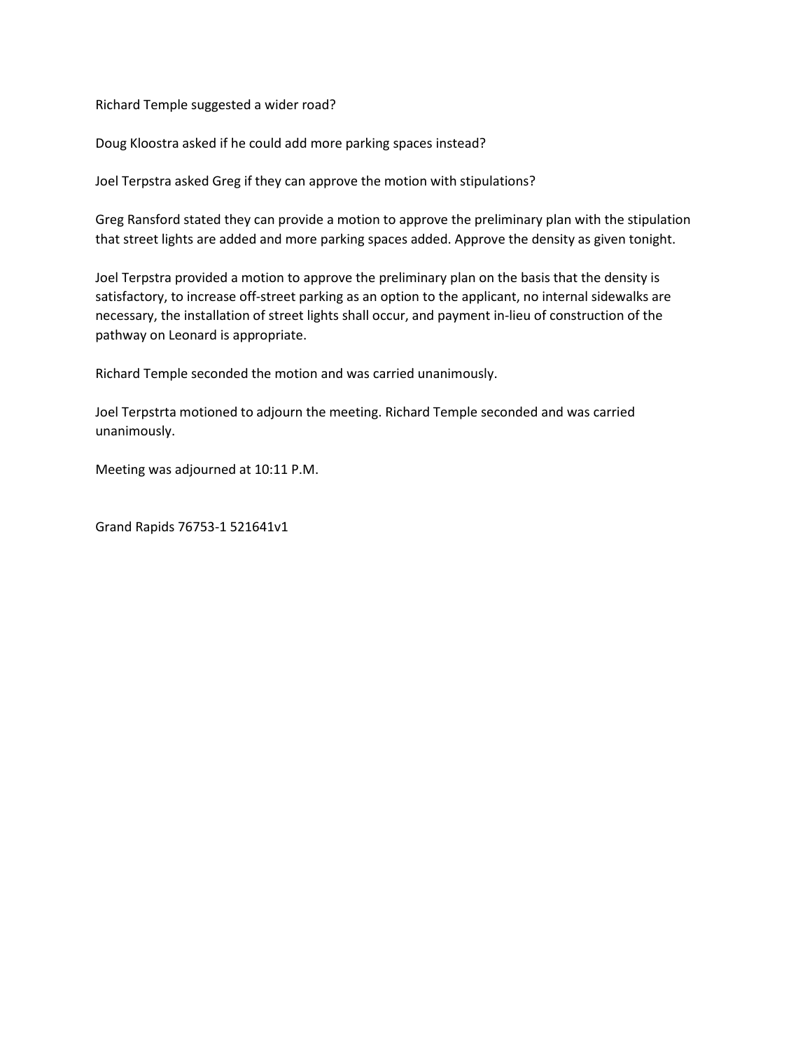Richard Temple suggested a wider road?

Doug Kloostra asked if he could add more parking spaces instead?

Joel Terpstra asked Greg if they can approve the motion with stipulations?

Greg Ransford stated they can provide a motion to approve the preliminary plan with the stipulation that street lights are added and more parking spaces added. Approve the density as given tonight.

Joel Terpstra provided a motion to approve the preliminary plan on the basis that the density is satisfactory, to increase off-street parking as an option to the applicant, no internal sidewalks are necessary, the installation of street lights shall occur, and payment in-lieu of construction of the pathway on Leonard is appropriate.

Richard Temple seconded the motion and was carried unanimously.

Joel Terpstrta motioned to adjourn the meeting. Richard Temple seconded and was carried unanimously.

Meeting was adjourned at 10:11 P.M.

Grand Rapids 76753-1 521641v1